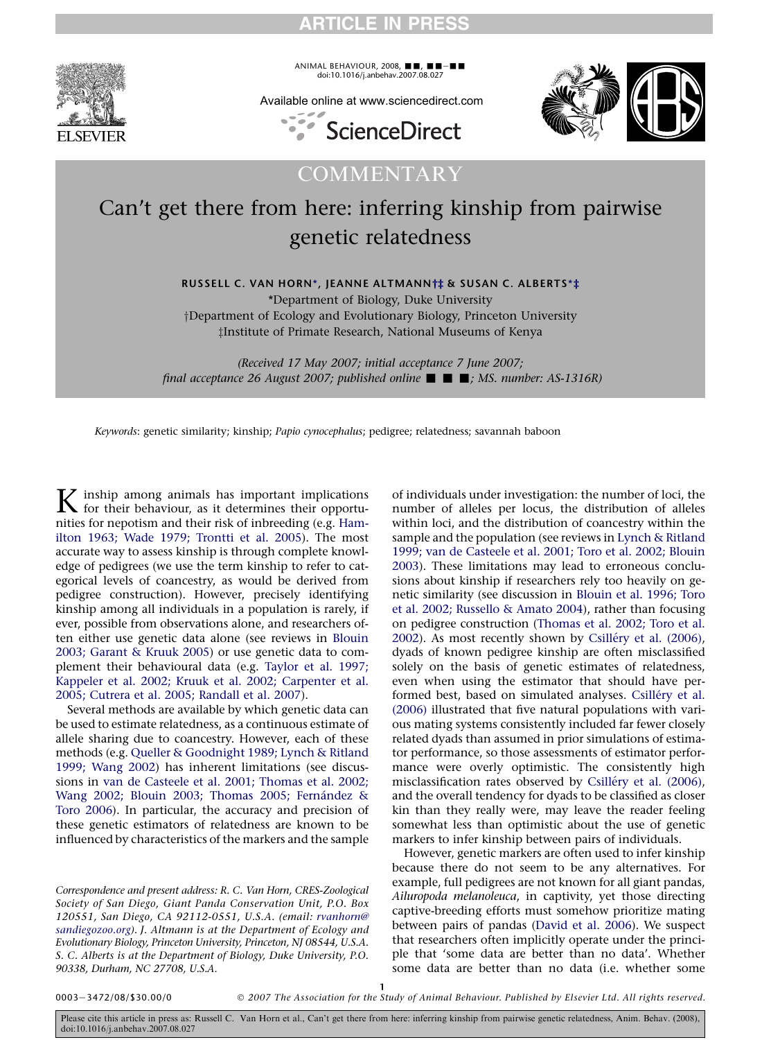COMMENTARY

# Can't get there from here: inferring kinship from pairwise genetic relatedness

**RUSSELL C. VAN HORN\*, JEANNE ALTMANN†‡ & SUSAN C. ALBERTS\*‡**

\*Department of Biology, Duke University

†Department of Ecology and Evolutionary Biology, Princeton University

‡Institute of Primate Research, National Museums of Kenya

*(Received 17 May 2007; initial acceptance 7 June 2007; final acceptance 26 August 2007; published online ■ ■ ■; MS. number: AS-1316R)*

*Keywords*: genetic similarity; kinship; *Papio cynocephalus*; pedigree; relatedness; savannah baboon

Kinship among animals has important implications for their behaviour, as it determines their opportunities for nepotism and their risk of inbreeding (e.g. Hamilton 1963; Wade 1979; Trontti et al. 2005). The most accurate way to assess kinship is through complete knowledge of pedigrees (we use the term kinship to refer to categorical levels of coancestry, as would be derived from pedigree construction). However, precisely identifying kinship among all individuals in a population is rarely, if ever, possible from observations alone, and researchers often either use genetic data alone (see reviews in Blouin 2003; Garant & Kruuk 2005) or use genetic data to complement their behavioural data (e.g. Taylor et al. 1997; Kappeler et al. 2002; Kruuk et al. 2002; Carpenter et al. 2005; Cutrera et al. 2005; Randall et al. 2007).

Several methods are available by which genetic data can be used to estimate relatedness, as a continuous estimate of allele sharing due to coancestry. However, each of these methods (e.g. Queller & Goodnight 1989; Lynch & Ritland 1999; Wang 2002) has inherent limitations (see discussions in van de Casteele et al. 2001; Thomas et al. 2002; Wang 2002; Blouin 2003; Thomas 2005; Fernández & Toro 2006). In particular, the accuracy and precision of these genetic estimators of relatedness are known to be influenced by characteristics of the markers and the sample of individuals under investigation: the number of loci, the number of alleles per locus, the distribution of alleles within loci, and the distribution of coancestry within the sample and the population (see reviews in Lynch & Ritland 1999; van de Casteele et al. 2001; Toro et al. 2002; Blouin 2003). These limitations may lead to erroneous conclusions about kinship if researchers rely too heavily on genetic similarity (see discussion in Blouin et al. 1996; Toro et al. 2002; Russello & Amato 2004), rather than focusing on pedigree construction (Thomas et al. 2002; Toro et al. 2002). As most recently shown by Csilléry et al. (2006), dyads of known pedigree kinship are often misclassified solely on the basis of genetic estimates of relatedness, even when using the estimator that should have performed best, based on simulated analyses. Csilléry et al. (2006) illustrated that five natural populations with various mating systems consistently included far fewer closely related dyads than assumed in prior simulations of estimator performance, so those assessments of estimator performance were overly optimistic. The consistently high misclassification rates observed by Csilléry et al. (2006), and the overall tendency for dyads to be classified as closer kin than they really were, may leave the reader feeling somewhat less than optimistic about the use of genetic markers to infer kinship between pairs of individuals.

However, genetic markers are often used to infer kinship because there do not seem to be any alternatives. For example, full pedigrees are not known for all giant pandas, *Ailuropoda melanoleuca*, in captivity, yet those directing captive-breeding efforts must somehow prioritize mating between pairs of pandas (David et al. 2006). We suspect that researchers often implicitly operate under the principle that 'some data are better than no data'. Whether some data are better than no data (i.e. whether some

*Correspondence and present address: R. C. Van Horn, CRES-Zoological Society of San Diego, Giant Panda Conservation Unit, P.O. Box 120551, San Diego, CA 92112-0551, U.S.A. (email: rvanhorn@sandiegozoo.org). J. Altmann is at the Department of Ecology and Evolutionary Biology, Princeton University, Princeton, NJ 08544, U.S.A. S. C. Alberts is at the Department of Biology, Duke University, P.O. 90338, Durham, NC 27708, U.S.A.*

0003–3472/08/$30.00/0 © 2007 The Association for the Study of Animal Behaviour. Published by Elsevier Ltd. All rights reserved.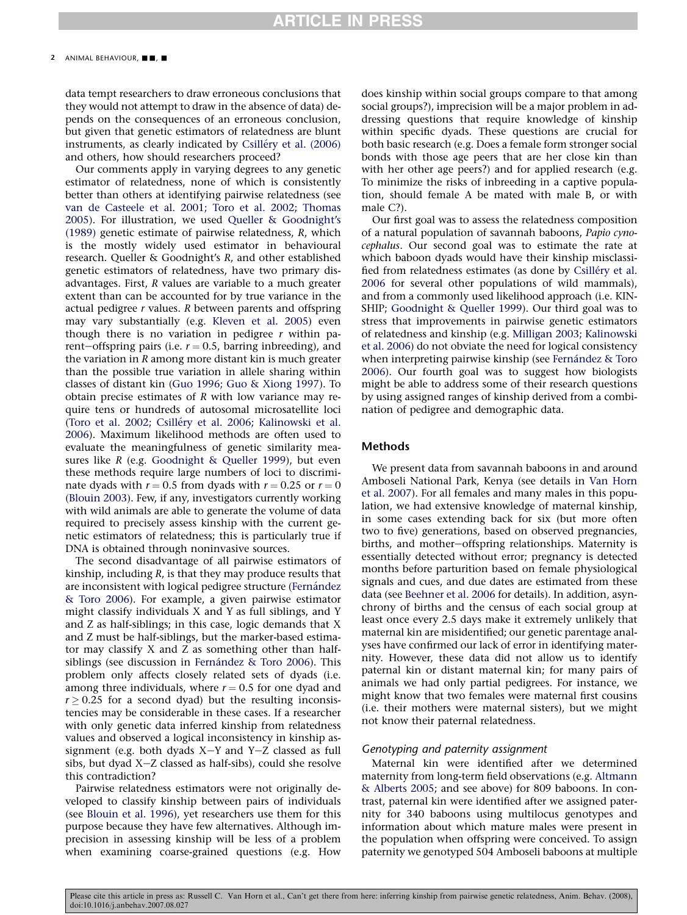data tempt researchers to draw erroneous conclusions that they would not attempt to draw in the absence of data) depends on the consequences of an erroneous conclusion, but given that genetic estimators of relatedness are blunt instruments, as clearly indicated by Csilléry et al. (2006) and others, how should researchers proceed?

Our comments apply in varying degrees to any genetic estimator of relatedness, none of which is consistently better than others at identifying pairwise relatedness (see van de Casteele et al. 2001; Toro et al. 2002; Thomas 2005). For illustration, we used Queller & Goodnight's (1989) genetic estimate of pairwise relatedness, *R*, which is the mostly widely used estimator in behavioural research. Queller & Goodnight's *R*, and other established genetic estimators of relatedness, have two primary disadvantages. First, *R* values are variable to a much greater extent than can be accounted for by true variance in the actual pedigree *r* values. *R* between parents and offspring may vary substantially (e.g. Kleven et al. 2005) even though there is no variation in pedigree *r* within parent–offspring pairs (i.e. $r = 0.5$, barring inbreeding), and the variation in *R* among more distant kin is much greater than the possible true variation in allele sharing within classes of distant kin (Guo 1996; Guo & Xiong 1997). To obtain precise estimates of *R* with low variance may require tens or hundreds of autosomal microsatellite loci (Toro et al. 2002; Csilléry et al. 2006; Kalinowski et al. 2006). Maximum likelihood methods are often used to evaluate the meaningfulness of genetic similarity measures like *R* (e.g. Goodnight & Queller 1999), but even these methods require large numbers of loci to discriminate dyads with $r = 0.5$ from dyads with $r = 0.25$ or $r = 0$ (Blouin 2003). Few, if any, investigators currently working with wild animals are able to generate the volume of data required to precisely assess kinship with the current genetic estimators of relatedness; this is particularly true if DNA is obtained through noninvasive sources.

The second disadvantage of all pairwise estimators of kinship, including *R*, is that they may produce results that are inconsistent with logical pedigree structure (Fernández & Toro 2006). For example, a given pairwise estimator might classify individuals X and Y as full siblings, and Y and Z as half-siblings; in this case, logic demands that X and Z must be half-siblings, but the marker-based estimator may classify X and Z as something other than half-siblings (see discussion in Fernández & Toro 2006). This problem only affects closely related sets of dyads (i.e. among three individuals, where $r = 0.5$ for one dyad and $r \geq 0.25$ for a second dyad) but the resulting inconsistencies may be considerable in these cases. If a researcher with only genetic data inferred kinship from relatedness values and observed a logical inconsistency in kinship assignment (e.g. both dyads X–Y and Y–Z classed as full sibs, but dyad X–Z classed as half-sibs), could she resolve this contradiction?

Pairwise relatedness estimators were not originally developed to classify kinship between pairs of individuals (see Blouin et al. 1996), yet researchers use them for this purpose because they have few alternatives. Although imprecision in assessing kinship will be less of a problem when examining coarse-grained questions (e.g. How does kinship within social groups compare to that among social groups?), imprecision will be a major problem in addressing questions that require knowledge of kinship within specific dyads. These questions are crucial for both basic research (e.g. Does a female form stronger social bonds with those age peers that are her close kin than with her other age peers?) and for applied research (e.g. To minimize the risks of inbreeding in a captive population, should female A be mated with male B, or with male C?).

Our first goal was to assess the relatedness composition of a natural population of savannah baboons, *Papio cynocephalus*. Our second goal was to estimate the rate at which baboon dyads would have their kinship misclassified from relatedness estimates (as done by Csilléry et al. 2006 for several other populations of wild mammals), and from a commonly used likelihood approach (i.e. KINSHIP; Goodnight & Queller 1999). Our third goal was to stress that improvements in pairwise genetic estimators of relatedness and kinship (e.g. Milligan 2003; Kalinowski et al. 2006) do not obviate the need for logical consistency when interpreting pairwise kinship (see Fernández & Toro 2006). Our fourth goal was to suggest how biologists might be able to address some of their research questions by using assigned ranges of kinship derived from a combination of pedigree and demographic data.

## Methods

We present data from savannah baboons in and around Amboseli National Park, Kenya (see details in Van Horn et al. 2007). For all females and many males in this population, we had extensive knowledge of maternal kinship, in some cases extending back for six (but more often two to five) generations, based on observed pregnancies, births, and mother–offspring relationships. Maternity is essentially detected without error; pregnancy is detected months before parturition based on female physiological signals and cues, and due dates are estimated from these data (see Beehner et al. 2006 for details). In addition, asynchrony of births and the census of each social group at least once every 2.5 days make it extremely unlikely that maternal kin are misidentified; our genetic parentage analyses have confirmed our lack of error in identifying maternity. However, these data did not allow us to identify paternal kin or distant maternal kin; for many pairs of animals we had only partial pedigrees. For instance, we might know that two females were maternal first cousins (i.e. their mothers were maternal sisters), but we might not know their paternal relatedness.

### Genotyping and paternity assignment

Maternal kin were identified after we determined maternity from long-term field observations (e.g. Altmann & Alberts 2005; and see above) for 809 baboons. In contrast, paternal kin were identified after we assigned paternity for 340 baboons using multilocus genotypes and information about which mature males were present in the population when offspring were conceived. To assign paternity we genotyped 504 Amboseli baboons at multiple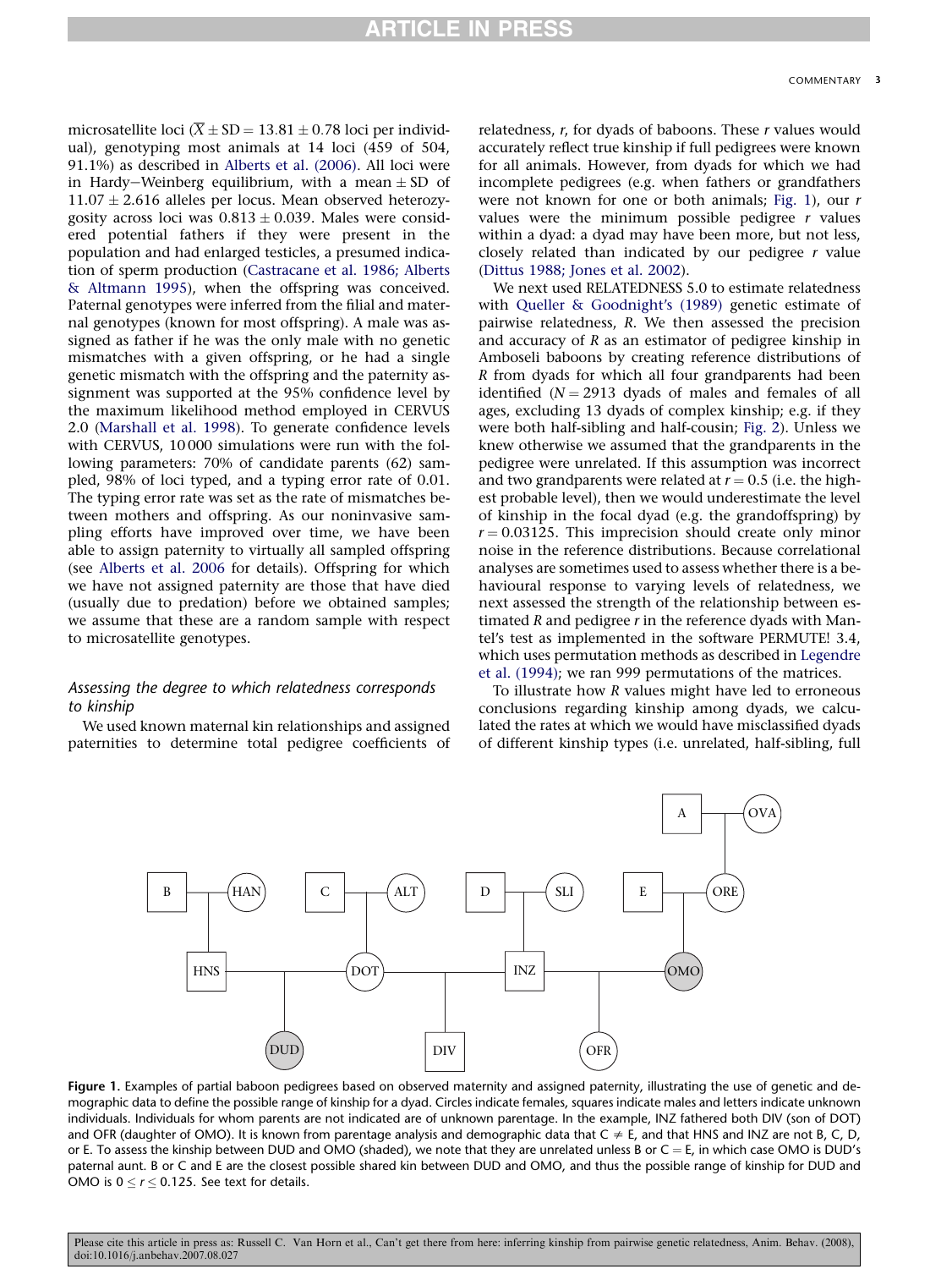microsatellite loci ($\overline{X} \pm SD = 13.81 \pm 0.78$ loci per individual), genotyping most animals at 14 loci (459 of 504, 91.1%) as described in Alberts et al. (2006). All loci were in Hardy–Weinberg equilibrium, with a mean $\pm$ SD of $11.07 \pm 2.616$ alleles per locus. Mean observed heterozygosity across loci was $0.813 \pm 0.039$. Males were considered potential fathers if they were present in the population and had enlarged testicles, a presumed indication of sperm production (Castracane et al. 1986; Alberts & Altmann 1995), when the offspring was conceived. Paternal genotypes were inferred from the filial and maternal genotypes (known for most offspring). A male was assigned as father if he was the only male with no genetic mismatches with a given offspring, or he had a single genetic mismatch with the offspring and the paternity assignment was supported at the 95% confidence level by the maximum likelihood method employed in CERVUS 2.0 (Marshall et al. 1998). To generate confidence levels with CERVUS, 10 000 simulations were run with the following parameters: 70% of candidate parents (62) sampled, 98% of loci typed, and a typing error rate of 0.01. The typing error rate was set as the rate of mismatches between mothers and offspring. As our noninvasive sampling efforts have improved over time, we have been able to assign paternity to virtually all sampled offspring (see Alberts et al. 2006 for details). Offspring for which we have not assigned paternity are those that have died (usually due to predation) before we obtained samples; we assume that these are a random sample with respect to microsatellite genotypes.

### *Assessing the degree to which relatedness corresponds to kinship*

We used known maternal kin relationships and assigned paternities to determine total pedigree coefficients of relatedness, *r*, for dyads of baboons. These *r* values would accurately reflect true kinship if full pedigrees were known for all animals. However, from dyads for which we had incomplete pedigrees (e.g. when fathers or grandfathers were not known for one or both animals; Fig. 1), our *r* values were the minimum possible pedigree *r* values within a dyad: a dyad may have been more, but not less, closely related than indicated by our pedigree *r* value (Dittus 1988; Jones et al. 2002).

We next used RELATEDNESS 5.0 to estimate relatedness with Queller & Goodnight's (1989) genetic estimate of pairwise relatedness, *R*. We then assessed the precision and accuracy of *R* as an estimator of pedigree kinship in Amboseli baboons by creating reference distributions of *R* from dyads for which all four grandparents had been identified ($N = 2913$ dyads of males and females of all ages, excluding 13 dyads of complex kinship; e.g. if they were both half-sibling and half-cousin; Fig. 2). Unless we knew otherwise we assumed that the grandparents in the pedigree were unrelated. If this assumption was incorrect and two grandparents were related at $r = 0.5$ (i.e. the highest probable level), then we would underestimate the level of kinship in the focal dyad (e.g. the grandoffspring) by $r = 0.03125$. This imprecision should create only minor noise in the reference distributions. Because correlational analyses are sometimes used to assess whether there is a behavioural response to varying levels of relatedness, we next assessed the strength of the relationship between estimated *R* and pedigree *r* in the reference dyads with Mantel's test as implemented in the software PERMUTE! 3.4, which uses permutation methods as described in Legendre et al. (1994); we ran 999 permutations of the matrices.

To illustrate how *R* values might have led to erroneous conclusions regarding kinship among dyads, we calculated the rates at which we would have misclassified dyads of different kinship types (i.e. unrelated, half-sibling, full

**Figure 1.** Examples of partial baboon pedigrees based on observed maternity and assigned paternity, illustrating the use of genetic and demographic data to define the possible range of kinship for a dyad. Circles indicate females, squares indicate males and letters indicate unknown individuals. Individuals for whom parents are not indicated are of unknown parentage. In the example, INZ fathered both DIV (son of DOT) and OFR (daughter of OMO). It is known from parentage analysis and demographic data that C ≠ E, and that HNS and INZ are not B, C, D, or E. To assess the kinship between DUD and OMO (shaded), we note that they are unrelated unless B or C = E, in which case OMO is DUD's paternal aunt. B or C and E are the closest possible shared kin between DUD and OMO, and thus the possible range of kinship for DUD and OMO is $0 \le r \le 0.125$. See text for details.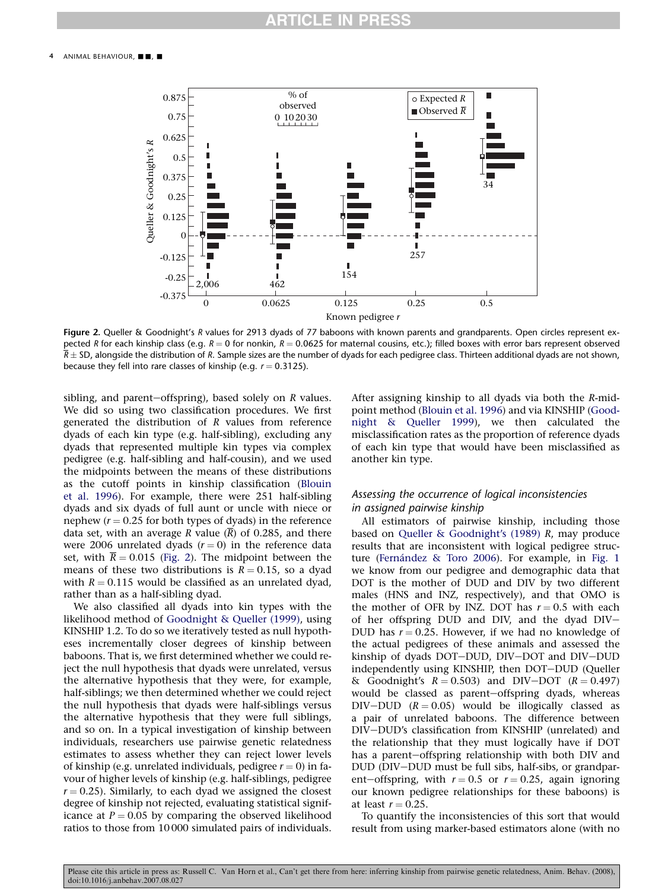**Figure 2.** Queller & Goodnight's $R$ values for 2913 dyads of 77 baboons with known parents and grandparents. Open circles represent expected $R$ for each kinship class (e.g. $R = 0$ for nonkin, $R = 0.0625$ for maternal cousins, etc.); filled boxes with error bars represent observed $\bar{R} \pm$ SD, alongside the distribution of $R$. Sample sizes are the number of dyads for each pedigree class. Thirteen additional dyads are not shown, because they fell into rare classes of kinship (e.g. $r = 0.3125$).

sibling, and parent–offspring), based solely on $R$ values. We did so using two classification procedures. We first generated the distribution of $R$ values from reference dyads of each kin type (e.g. half-sibling), excluding any dyads that represented multiple kin types via complex pedigree (e.g. half-sibling and half-cousin), and we used the midpoints between the means of these distributions as the cutoff points in kinship classification (Blouin et al. 1996). For example, there were 251 half-sibling dyads and six dyads of full aunt or uncle with niece or nephew ($r = 0.25$ for both types of dyads) in the reference data set, with an average $R$ value ($\bar{R}$) of 0.285, and there were 2006 unrelated dyads ($r = 0$) in the reference data set, with $\bar{R} = 0.015$ (Fig. 2). The midpoint between the means of these two distributions is $R = 0.15$, so a dyad with $R = 0.115$ would be classified as an unrelated dyad, rather than as a half-sibling dyad.

We also classified all dyads into kin types with the likelihood method of Goodnight & Queller (1999), using KINSHIP 1.2. To do so we iteratively tested as null hypotheses incrementally closer degrees of kinship between baboons. That is, we first determined whether we could reject the null hypothesis that dyads were unrelated, versus the alternative hypothesis that they were, for example, half-siblings; we then determined whether we could reject the null hypothesis that dyads were half-siblings versus the alternative hypothesis that they were full siblings, and so on. In a typical investigation of kinship between individuals, researchers use pairwise genetic relatedness estimates to assess whether they can reject lower levels of kinship (e.g. unrelated individuals, pedigree $r = 0$) in favour of higher levels of kinship (e.g. half-siblings, pedigree $r = 0.25$). Similarly, to each dyad we assigned the closest degree of kinship not rejected, evaluating statistical significance at $P = 0.05$ by comparing the observed likelihood ratios to those from 10 000 simulated pairs of individuals. After assigning kinship to all dyads via both the $R$-midpoint method (Blouin et al. 1996) and via KINSHIP (Goodnight & Queller 1999), we then calculated the misclassification rates as the proportion of reference dyads of each kin type that would have been misclassified as another kin type.

### Assessing the occurrence of logical inconsistencies in assigned pairwise kinship

All estimators of pairwise kinship, including those based on Queller & Goodnight's (1989) $R$, may produce results that are inconsistent with logical pedigree structure (Fernández & Toro 2006). For example, in Fig. 1 we know from our pedigree and demographic data that DOT is the mother of DUD and DIV by two different males (HNS and INZ, respectively), and that OMO is the mother of OFR by INZ. DOT has $r = 0.5$ with each of her offspring DUD and DIV, and the dyad DIV–DUD has $r = 0.25$. However, if we had no knowledge of the actual pedigrees of these animals and assessed the kinship of dyads DOT–DUD, DIV–DOT and DIV–DUD independently using KINSHIP, then DOT–DUD (Queller & Goodnight's $R = 0.503$) and DIV–DOT ($R = 0.497$) would be classed as parent–offspring dyads, whereas DIV–DUD ($R = 0.05$) would be illogically classed as a pair of unrelated baboons. The difference between DIV–DUD's classification from KINSHIP (unrelated) and the relationship that they must logically have if DOT has a parent–offspring relationship with both DIV and DUD (DIV–DUD must be full sibs, half-sibs, or grandparent–offspring, with $r = 0.5$ or $r = 0.25$, again ignoring our known pedigree relationships for these baboons) is at least $r = 0.25$.

To quantify the inconsistencies of this sort that would result from using marker-based estimators alone (with no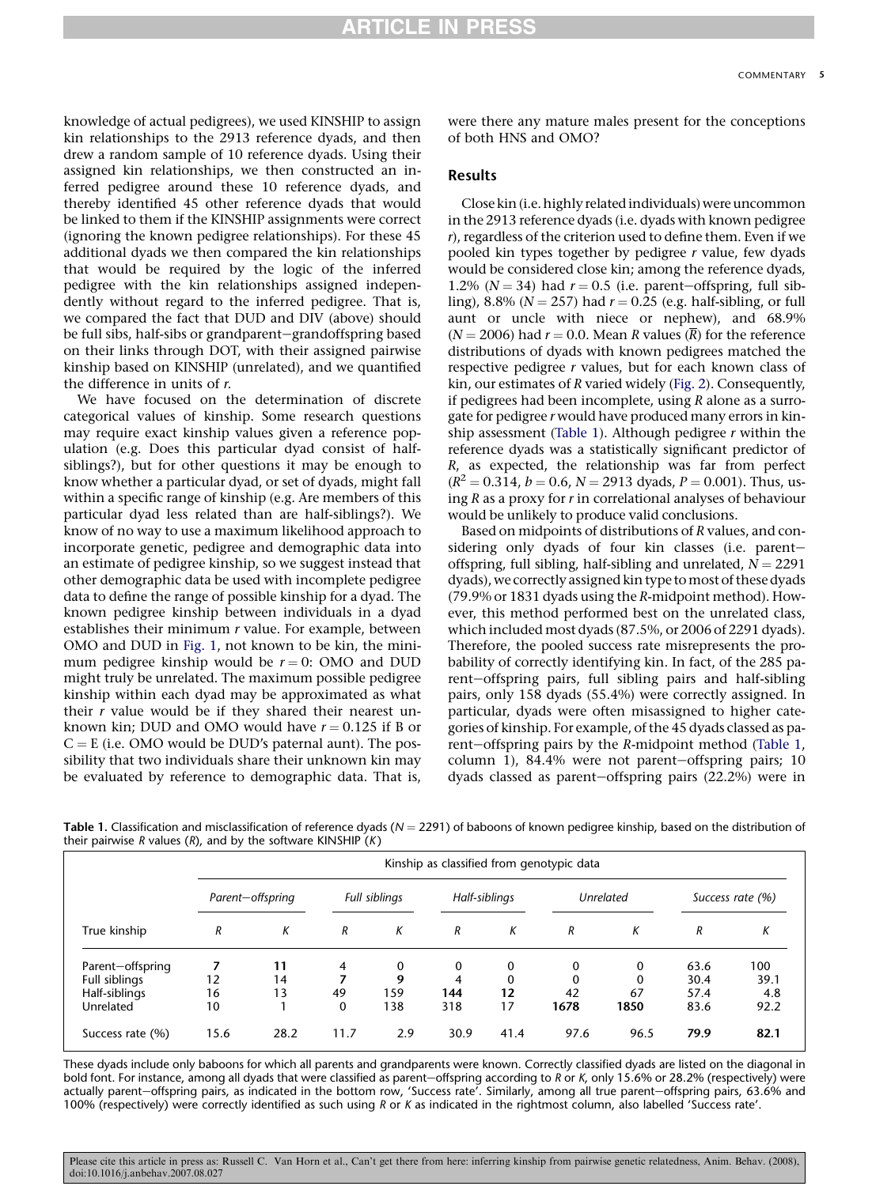knowledge of actual pedigrees), we used KINSHIP to assign kin relationships to the 2913 reference dyads, and then drew a random sample of 10 reference dyads. Using their assigned kin relationships, we then constructed an inferred pedigree around these 10 reference dyads, and thereby identified 45 other reference dyads that would be linked to them if the KINSHIP assignments were correct (ignoring the known pedigree relationships). For these 45 additional dyads we then compared the kin relationships that would be required by the logic of the inferred pedigree with the kin relationships assigned independently without regard to the inferred pedigree. That is, we compared the fact that DUD and DIV (above) should be full sibs, half-sibs or grandparent–grandoffspring based on their links through DOT, with their assigned pairwise kinship based on KINSHIP (unrelated), and we quantified the difference in units of $r$.

We have focused on the determination of discrete categorical values of kinship. Some research questions may require exact kinship values given a reference population (e.g. Does this particular dyad consist of half-siblings?), but for other questions it may be enough to know whether a particular dyad, or set of dyads, might fall within a specific range of kinship (e.g. Are members of this particular dyad less related than are half-siblings?). We know of no way to use a maximum likelihood approach to incorporate genetic, pedigree and demographic data into an estimate of pedigree kinship, so we suggest instead that other demographic data be used with incomplete pedigree data to define the range of possible kinship for a dyad. The known pedigree kinship between individuals in a dyad establishes their minimum $r$ value. For example, between OMO and DUD in Fig. 1, not known to be kin, the minimum pedigree kinship would be $r = 0$: OMO and DUD might truly be unrelated. The maximum possible pedigree kinship within each dyad may be approximated as what their $r$ value would be if they shared their nearest unknown kin; DUD and OMO would have $r = 0.125$ if B or C = E (i.e. OMO would be DUD's paternal aunt). The possibility that two individuals share their unknown kin may be evaluated by reference to demographic data. That is, were there any mature males present for the conceptions of both HNS and OMO?

## Results

Close kin (i.e. highly related individuals) were uncommon in the 2913 reference dyads (i.e. dyads with known pedigree $r$), regardless of the criterion used to define them. Even if we pooled kin types together by pedigree $r$ value, few dyads would be considered close kin; among the reference dyads, 1.2% ($N = 34$) had $r = 0.5$ (i.e. parent–offspring, full sibling), 8.8% ($N = 257$) had $r = 0.25$ (e.g. half-sibling, or full aunt or uncle with niece or nephew), and 68.9% ($N = 2006$) had $r = 0.0$. Mean $R$ values ($\bar{R}$) for the reference distributions of dyads with known pedigrees matched the respective pedigree $r$ values, but for each known class of kin, our estimates of $R$ varied widely (Fig. 2). Consequently, if pedigrees had been incomplete, using $R$ alone as a surrogate for pedigree $r$ would have produced many errors in kinship assessment (Table 1). Although pedigree $r$ within the reference dyads was a statistically significant predictor of $R$, as expected, the relationship was far from perfect ($R^2 = 0.314$, $b = 0.6$, $N = 2913$ dyads, $P = 0.001$). Thus, using $R$ as a proxy for $r$ in correlational analyses of behaviour would be unlikely to produce valid conclusions.

Based on midpoints of distributions of $R$ values, and considering only dyads of four kin classes (i.e. parent–offspring, full sibling, half-sibling and unrelated, $N = 2291$ dyads), we correctly assigned kin type to most of these dyads (79.9% or 1831 dyads using the $R$-midpoint method). However, this method performed best on the unrelated class, which included most dyads (87.5%, or 2006 of 2291 dyads). Therefore, the pooled success rate misrepresents the probability of correctly identifying kin. In fact, of the 285 parent–offspring pairs, full sibling pairs and half-sibling pairs, only 158 dyads (55.4%) were correctly assigned. In particular, dyads were often misassigned to higher categories of kinship. For example, of the 45 dyads classed as parent–offspring pairs by the $R$-midpoint method (Table 1, column 1), 84.4% were not parent–offspring pairs; 10 dyads classed as parent–offspring pairs (22.2%) were in

**Table 1.** Classification and misclassification of reference dyads ($N = 2291$) of baboons of known pedigree kinship, based on the distribution of their pairwise $R$ values ($R$), and by the software KINSHIP ($K$)

| | Kinship as classified from genotypic data | | | | | | | | | |
|---|---|---|---|---|---|---|---|---|---|---|
| | *Parent–offspring* | | *Full siblings* | | *Half-siblings* | | *Unrelated* | | *Success rate (%)* | |
| True kinship | *R* | *K* | *R* | *K* | *R* | *K* | *R* | *K* | *R* | *K* |
| Parent–offspring | **7** | **11** | 4 | 0 | 0 | 0 | 0 | 0 | 63.6 | 100 |
| Full siblings | 12 | 14 | **7** | **9** | 4 | 0 | 0 | 0 | 30.4 | 39.1 |
| Half-siblings | 16 | 13 | 49 | 159 | **144** | **12** | 42 | 67 | 57.4 | 4.8 |
| Unrelated | 10 | 1 | 0 | 138 | 318 | 17 | **1678** | **1850** | 83.6 | 92.2 |
| Success rate (%) | 15.6 | 28.2 | 11.7 | 2.9 | 30.9 | 41.4 | 97.6 | 96.5 | **79.9** | **82.1** |

These dyads include only baboons for which all parents and grandparents were known. Correctly classified dyads are listed on the diagonal in bold font. For instance, among all dyads that were classified as parent–offspring according to $R$ or $K$, only 15.6% or 28.2% (respectively) were actually parent–offspring pairs, as indicated in the bottom row, 'Success rate'. Similarly, among all true parent–offspring pairs, 63.6% and 100% (respectively) were correctly identified as such using $R$ or $K$ as indicated in the rightmost column, also labelled 'Success rate'.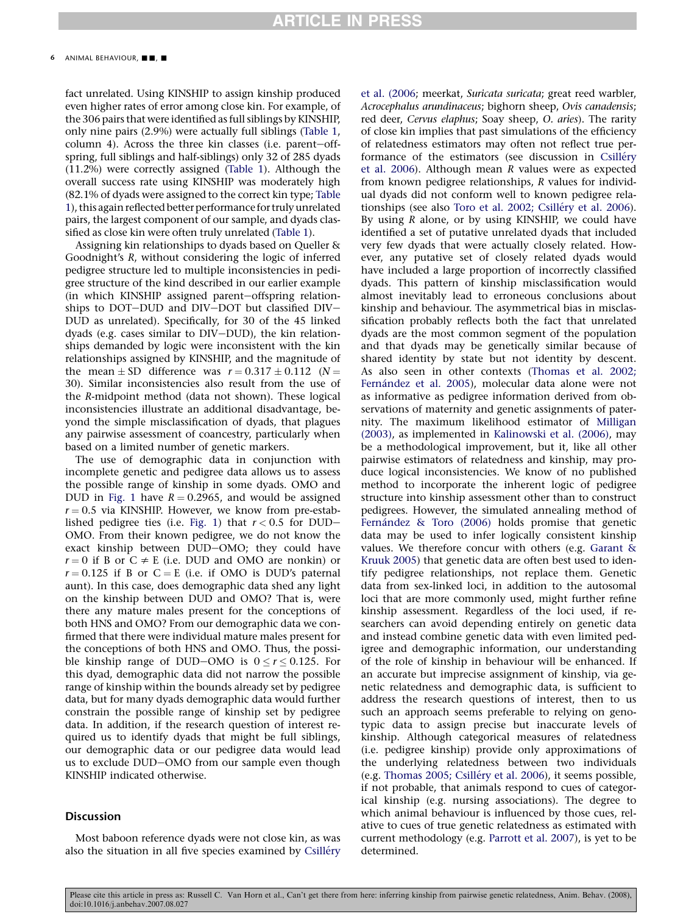fact unrelated. Using KINSHIP to assign kinship produced even higher rates of error among close kin. For example, of the 306 pairs that were identified as full siblings by KINSHIP, only nine pairs (2.9%) were actually full siblings (Table 1, column 4). Across the three kin classes (i.e. parent–offspring, full siblings and half-siblings) only 32 of 285 dyads (11.2%) were correctly assigned (Table 1). Although the overall success rate using KINSHIP was moderately high (82.1% of dyads were assigned to the correct kin type; Table 1), this again reflected better performance for truly unrelated pairs, the largest component of our sample, and dyads classified as close kin were often truly unrelated (Table 1).

Assigning kin relationships to dyads based on Queller & Goodnight's $R$, without considering the logic of inferred pedigree structure led to multiple inconsistencies in pedigree structure of the kind described in our earlier example (in which KINSHIP assigned parent–offspring relationships to DOT–DUD and DIV–DOT but classified DIV–DUD as unrelated). Specifically, for 30 of the 45 linked dyads (e.g. cases similar to DIV–DUD), the kin relationships demanded by logic were inconsistent with the kin relationships assigned by KINSHIP, and the magnitude of the mean ± SD difference was $r = 0.317 \pm 0.112$ ($N = 30$). Similar inconsistencies also result from the use of the $R$-midpoint method (data not shown). These logical inconsistencies illustrate an additional disadvantage, beyond the simple misclassification of dyads, that plagues any pairwise assessment of coancestry, particularly when based on a limited number of genetic markers.

The use of demographic data in conjunction with incomplete genetic and pedigree data allows us to assess the possible range of kinship in some dyads. OMO and DUD in Fig. 1 have $R = 0.2965$, and would be assigned $r = 0.5$ via KINSHIP. However, we know from pre-established pedigree ties (i.e. Fig. 1) that $r < 0.5$ for DUD–OMO. From their known pedigree, we do not know the exact kinship between DUD–OMO; they could have $r = 0$ if B or C ≠ E (i.e. DUD and OMO are nonkin) or $r = 0.125$ if B or C = E (i.e. if OMO is DUD's paternal aunt). In this case, does demographic data shed any light on the kinship between DUD and OMO? That is, were there any mature males present for the conceptions of both HNS and OMO? From our demographic data we confirmed that there were individual mature males present for the conceptions of both HNS and OMO. Thus, the possible kinship range of DUD–OMO is $0 \leq r \leq 0.125$. For this dyad, demographic data did not narrow the possible range of kinship within the bounds already set by pedigree data, but for many dyads demographic data would further constrain the possible range of kinship set by pedigree data. In addition, if the research question of interest required us to identify dyads that might be full siblings, our demographic data or our pedigree data would lead us to exclude DUD–OMO from our sample even though KINSHIP indicated otherwise.

## Discussion

Most baboon reference dyads were not close kin, as was also the situation in all five species examined by Csilléry et al. (2006; meerkat, *Suricata suricata*; great reed warbler, *Acrocephalus arundinaceus*; bighorn sheep, *Ovis canadensis*; red deer, *Cervus elaphus*; Soay sheep, *O. aries*). The rarity of close kin implies that past simulations of the efficiency of relatedness estimators may often not reflect true performance of the estimators (see discussion in Csilléry et al. 2006). Although mean $R$ values were as expected from known pedigree relationships, $R$ values for individual dyads did not conform well to known pedigree relationships (see also Toro et al. 2002; Csilléry et al. 2006). By using $R$ alone, or by using KINSHIP, we could have identified a set of putative unrelated dyads that included very few dyads that were actually closely related. However, any putative set of closely related dyads would have included a large proportion of incorrectly classified dyads. This pattern of kinship misclassification would almost inevitably lead to erroneous conclusions about kinship and behaviour. The asymmetrical bias in misclassification probably reflects both the fact that unrelated dyads are the most common segment of the population and that dyads may be genetically similar because of shared identity by state but not identity by descent. As also seen in other contexts (Thomas et al. 2002; Fernández et al. 2005), molecular data alone were not as informative as pedigree information derived from observations of maternity and genetic assignments of paternity. The maximum likelihood estimator of Milligan (2003), as implemented in Kalinowski et al. (2006), may be a methodological improvement, but it, like all other pairwise estimators of relatedness and kinship, may produce logical inconsistencies. We know of no published method to incorporate the inherent logic of pedigree structure into kinship assessment other than to construct pedigrees. However, the simulated annealing method of Fernández & Toro (2006) holds promise that genetic data may be used to infer logically consistent kinship values. We therefore concur with others (e.g. Garant & Kruuk 2005) that genetic data are often best used to identify pedigree relationships, not replace them. Genetic data from sex-linked loci, in addition to the autosomal loci that are more commonly used, might further refine kinship assessment. Regardless of the loci used, if researchers can avoid depending entirely on genetic data and instead combine genetic data with even limited pedigree and demographic information, our understanding of the role of kinship in behaviour will be enhanced. If an accurate but imprecise assignment of kinship, via genetic relatedness and demographic data, is sufficient to address the research questions of interest, then to us such an approach seems preferable to relying on genotypic data to assign precise but inaccurate levels of kinship. Although categorical measures of relatedness (i.e. pedigree kinship) provide only approximations of the underlying relatedness between two individuals (e.g. Thomas 2005; Csilléry et al. 2006), it seems possible, if not probable, that animals respond to cues of categorical kinship (e.g. nursing associations). The degree to which animal behaviour is influenced by those cues, relative to cues of true genetic relatedness as estimated with current methodology (e.g. Parrott et al. 2007), is yet to be determined.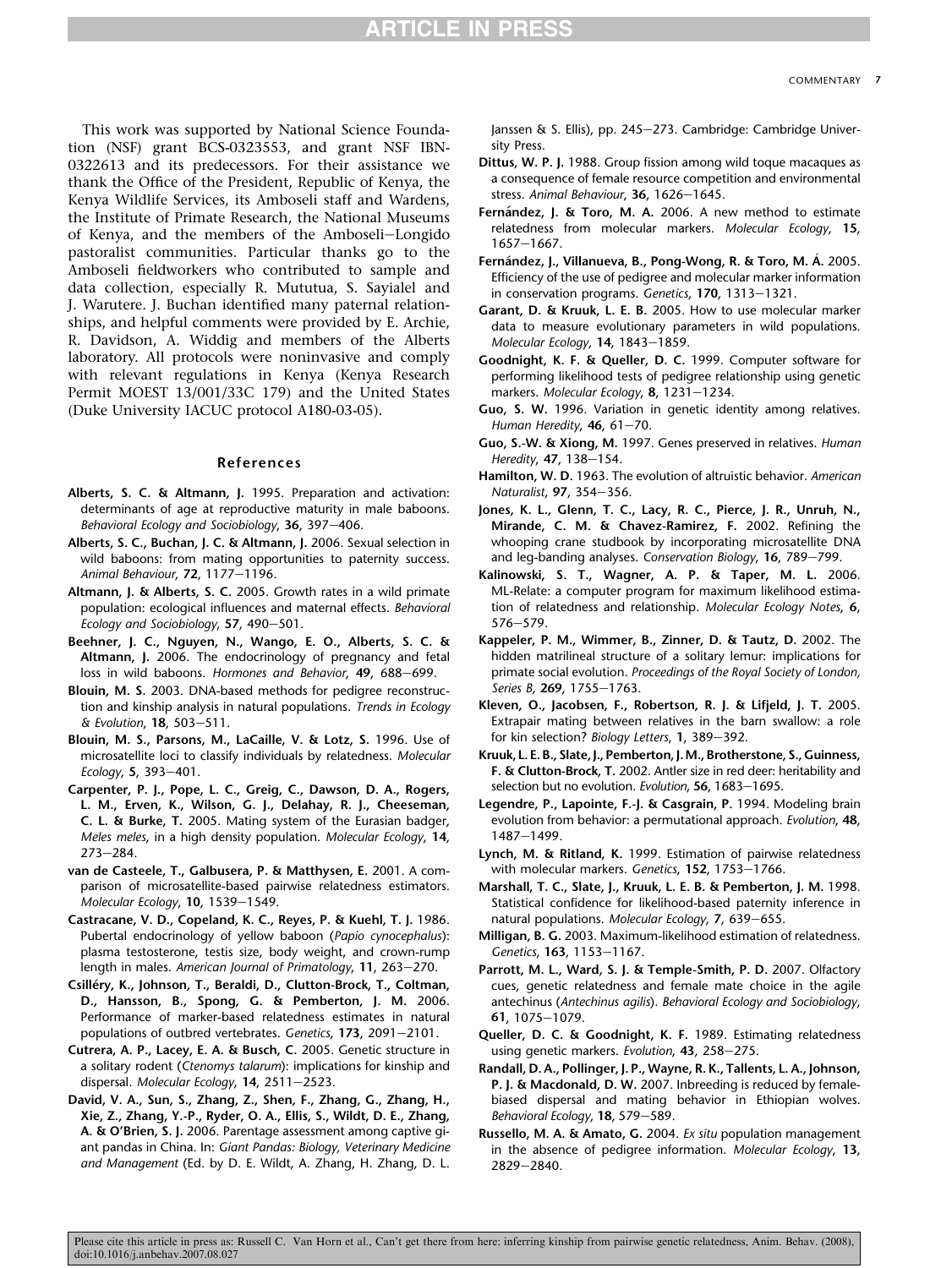This work was supported by National Science Foundation (NSF) grant BCS-0323553, and grant NSF IBN-0322613 and its predecessors. For their assistance we thank the Office of the President, Republic of Kenya, the Kenya Wildlife Services, its Amboseli staff and Wardens, the Institute of Primate Research, the National Museums of Kenya, and the members of the Amboseli–Longido pastoralist communities. Particular thanks go to the Amboseli fieldworkers who contributed to sample and data collection, especially R. Mututua, S. Sayialel and J. Warutere. J. Buchan identified many paternal relationships, and helpful comments were provided by E. Archie, R. Davidson, A. Widdig and members of the Alberts laboratory. All protocols were noninvasive and comply with relevant regulations in Kenya (Kenya Research Permit MOEST 13/001/33C 179) and the United States (Duke University IACUC protocol A180-03-05).

## References

**Alberts, S. C. & Altmann, J.** 1995. Preparation and activation: determinants of age at reproductive maturity in male baboons. *Behavioral Ecology and Sociobiology*, **36**, 397–406.

**Alberts, S. C., Buchan, J. C. & Altmann, J.** 2006. Sexual selection in wild baboons: from mating opportunities to paternity success. *Animal Behaviour*, **72**, 1177–1196.

**Altmann, J. & Alberts, S. C.** 2005. Growth rates in a wild primate population: ecological influences and maternal effects. *Behavioral Ecology and Sociobiology*, **57**, 490–501.

**Beehner, J. C., Nguyen, N., Wango, E. O., Alberts, S. C. & Altmann, J.** 2006. The endocrinology of pregnancy and fetal loss in wild baboons. *Hormones and Behavior*, **49**, 688–699.

**Blouin, M. S.** 2003. DNA-based methods for pedigree reconstruction and kinship analysis in natural populations. *Trends in Ecology & Evolution*, **18**, 503–511.

**Blouin, M. S., Parsons, M., LaCaille, V. & Lotz, S.** 1996. Use of microsatellite loci to classify individuals by relatedness. *Molecular Ecology*, **5**, 393–401.

**Carpenter, P. J., Pope, L. C., Greig, C., Dawson, D. A., Rogers, L. M., Erven, K., Wilson, G. J., Delahay, R. J., Cheeseman, C. L. & Burke, T.** 2005. Mating system of the Eurasian badger, *Meles meles*, in a high density population. *Molecular Ecology*, **14**, 273–284.

**van de Casteele, T., Galbusera, P. & Matthysen, E.** 2001. A comparison of microsatellite-based pairwise relatedness estimators. *Molecular Ecology*, **10**, 1539–1549.

**Castracane, V. D., Copeland, K. C., Reyes, P. & Kuehl, T. J.** 1986. Pubertal endocrinology of yellow baboon (*Papio cynocephalus*): plasma testosterone, testis size, body weight, and crown-rump length in males. *American Journal of Primatology*, **11**, 263–270.

**Csilléry, K., Johnson, T., Beraldi, D., Clutton-Brock, T., Coltman, D., Hansson, B., Spong, G. & Pemberton, J. M.** 2006. Performance of marker-based relatedness estimates in natural populations of outbred vertebrates. *Genetics*, **173**, 2091–2101.

**Cutrera, A. P., Lacey, E. A. & Busch, C.** 2005. Genetic structure in a solitary rodent (*Ctenomys talarum*): implications for kinship and dispersal. *Molecular Ecology*, **14**, 2511–2523.

**David, V. A., Sun, S., Zhang, Z., Shen, F., Zhang, G., Zhang, H., Xie, Z., Zhang, Y.-P., Ryder, O. A., Ellis, S., Wildt, D. E., Zhang, A. & O'Brien, S. J.** 2006. Parentage assessment among captive giant pandas in China. In: *Giant Pandas: Biology, Veterinary Medicine and Management* (Ed. by D. E. Wildt, A. Zhang, H. Zhang, D. L. Janssen & S. Ellis), pp. 245–273. Cambridge: Cambridge University Press.

**Dittus, W. P. J.** 1988. Group fission among wild toque macaques as a consequence of female resource competition and environmental stress. *Animal Behaviour*, **36**, 1626–1645.

**Fernández, J. & Toro, M. A.** 2006. A new method to estimate relatedness from molecular markers. *Molecular Ecology*, **15**, 1657–1667.

**Fernández, J., Villanueva, B., Pong-Wong, R. & Toro, M. Á.** 2005. Efficiency of the use of pedigree and molecular marker information in conservation programs. *Genetics*, **170**, 1313–1321.

**Garant, D. & Kruuk, L. E. B.** 2005. How to use molecular marker data to measure evolutionary parameters in wild populations. *Molecular Ecology*, **14**, 1843–1859.

**Goodnight, K. F. & Queller, D. C.** 1999. Computer software for performing likelihood tests of pedigree relationship using genetic markers. *Molecular Ecology*, **8**, 1231–1234.

**Guo, S. W.** 1996. Variation in genetic identity among relatives. *Human Heredity*, **46**, 61–70.

**Guo, S.-W. & Xiong, M.** 1997. Genes preserved in relatives. *Human Heredity*, **47**, 138–154.

**Hamilton, W. D.** 1963. The evolution of altruistic behavior. *American Naturalist*, **97**, 354–356.

**Jones, K. L., Glenn, T. C., Lacy, R. C., Pierce, J. R., Unruh, N., Mirande, C. M. & Chavez-Ramirez, F.** 2002. Refining the whooping crane studbook by incorporating microsatellite DNA and leg-banding analyses. *Conservation Biology*, **16**, 789–799.

**Kalinowski, S. T., Wagner, A. P. & Taper, M. L.** 2006. ML-Relate: a computer program for maximum likelihood estimation of relatedness and relationship. *Molecular Ecology Notes*, **6**, 576–579.

**Kappeler, P. M., Wimmer, B., Zinner, D. & Tautz, D.** 2002. The hidden matrilineal structure of a solitary lemur: implications for primate social evolution. *Proceedings of the Royal Society of London, Series B*, **269**, 1755–1763.

**Kleven, O., Jacobsen, F., Robertson, R. J. & Lifjeld, J. T.** 2005. Extrapair mating between relatives in the barn swallow: a role for kin selection? *Biology Letters*, **1**, 389–392.

**Kruuk, L. E. B., Slate, J., Pemberton, J. M., Brotherstone, S., Guinness, F. & Clutton-Brock, T.** 2002. Antler size in red deer: heritability and selection but no evolution. *Evolution*, **56**, 1683–1695.

**Legendre, P., Lapointe, F.-J. & Casgrain, P.** 1994. Modeling brain evolution from behavior: a permutational approach. *Evolution*, **48**, 1487–1499.

**Lynch, M. & Ritland, K.** 1999. Estimation of pairwise relatedness with molecular markers. *Genetics*, **152**, 1753–1766.

**Marshall, T. C., Slate, J., Kruuk, L. E. B. & Pemberton, J. M.** 1998. Statistical confidence for likelihood-based paternity inference in natural populations. *Molecular Ecology*, **7**, 639–655.

**Milligan, B. G.** 2003. Maximum-likelihood estimation of relatedness. *Genetics*, **163**, 1153–1167.

**Parrott, M. L., Ward, S. J. & Temple-Smith, P. D.** 2007. Olfactory cues, genetic relatedness and female mate choice in the agile antechinus (*Antechinus agilis*). *Behavioral Ecology and Sociobiology*, **61**, 1075–1079.

**Queller, D. C. & Goodnight, K. F.** 1989. Estimating relatedness using genetic markers. *Evolution*, **43**, 258–275.

**Randall, D. A., Pollinger, J. P., Wayne, R. K., Tallents, L. A., Johnson, P. J. & Macdonald, D. W.** 2007. Inbreeding is reduced by female-biased dispersal and mating behavior in Ethiopian wolves. *Behavioral Ecology*, **18**, 579–589.

**Russello, M. A. & Amato, G.** 2004. *Ex situ* population management in the absence of pedigree information. *Molecular Ecology*, **13**, 2829–2840.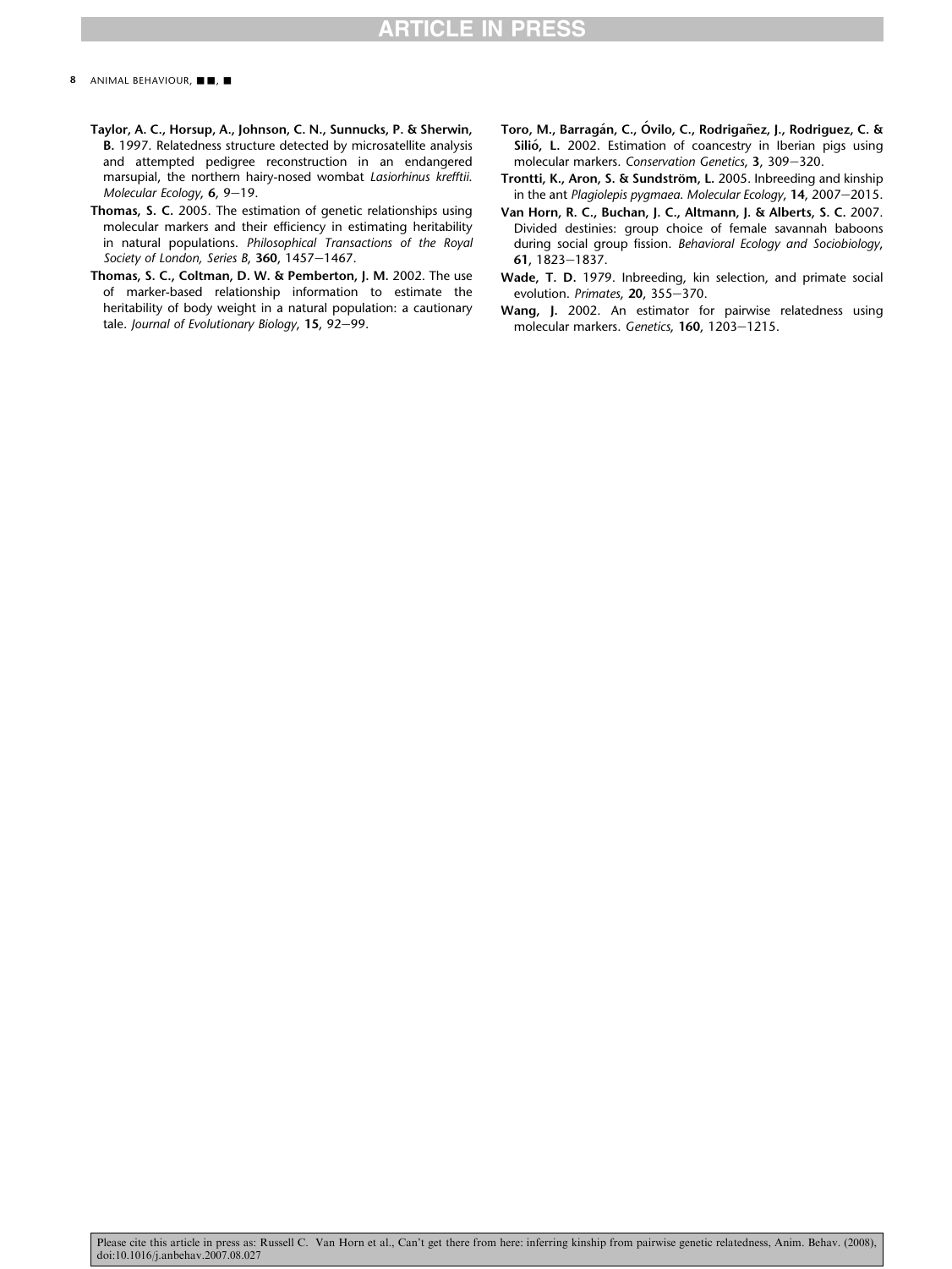**Taylor, A. C., Horsup, A., Johnson, C. N., Sunnucks, P. & Sherwin, B.** 1997. Relatedness structure detected by microsatellite analysis and attempted pedigree reconstruction in an endangered marsupial, the northern hairy-nosed wombat *Lasiorhinus krefftii*. *Molecular Ecology*, **6**, 9–19.

**Thomas, S. C.** 2005. The estimation of genetic relationships using molecular markers and their efficiency in estimating heritability in natural populations. *Philosophical Transactions of the Royal Society of London, Series B*, **360**, 1457–1467.

**Thomas, S. C., Coltman, D. W. & Pemberton, J. M.** 2002. The use of marker-based relationship information to estimate the heritability of body weight in a natural population: a cautionary tale. *Journal of Evolutionary Biology*, **15**, 92–99.

**Toro, M., Barragán, C., Óvilo, C., Rodrigañez, J., Rodriguez, C. & Silió, L.** 2002. Estimation of coancestry in Iberian pigs using molecular markers. *Conservation Genetics*, **3**, 309–320.

**Trontti, K., Aron, S. & Sundström, L.** 2005. Inbreeding and kinship in the ant *Plagiolepis pygmaea*. *Molecular Ecology*, **14**, 2007–2015.

**Van Horn, R. C., Buchan, J. C., Altmann, J. & Alberts, S. C.** 2007. Divided destinies: group choice of female savannah baboons during social group fission. *Behavioral Ecology and Sociobiology*, **61**, 1823–1837.

**Wade, T. D.** 1979. Inbreeding, kin selection, and primate social evolution. *Primates*, **20**, 355–370.

**Wang, J.** 2002. An estimator for pairwise relatedness using molecular markers. *Genetics*, **160**, 1203–1215.